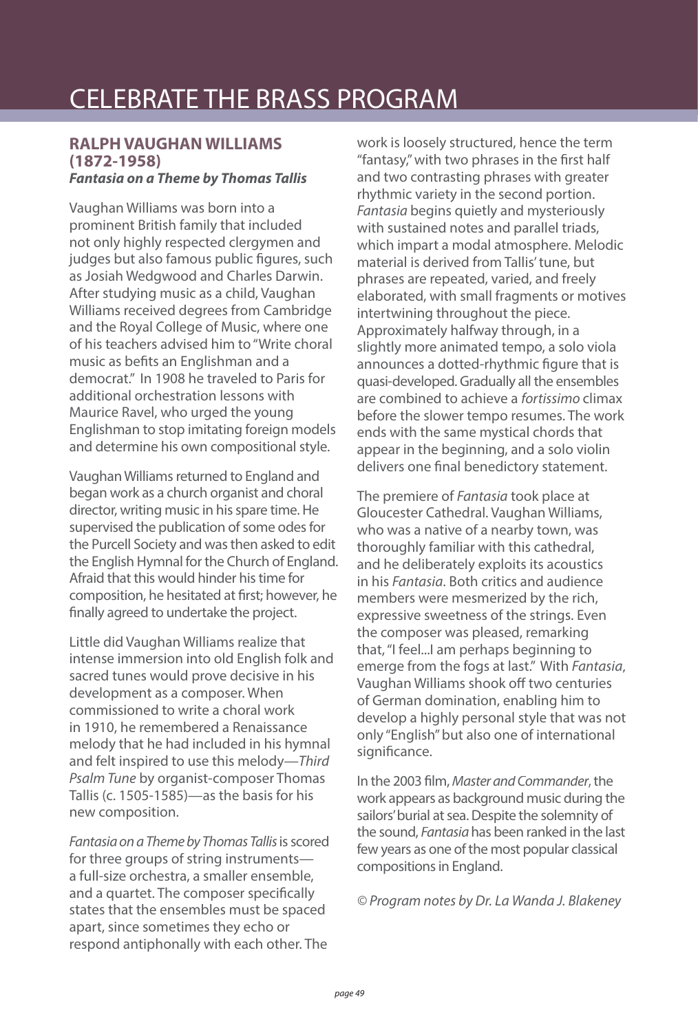# CELEBRATE THE BRASS PROGRAM

## RALPH VAUGHAN WILLIAMS (1872-1958)

***Fantasia on a Theme by Thomas Tallis***

Vaughan Williams was born into a prominent British family that included not only highly respected clergymen and judges but also famous public figures, such as Josiah Wedgwood and Charles Darwin. After studying music as a child, Vaughan Williams received degrees from Cambridge and the Royal College of Music, where one of his teachers advised him to "Write choral music as befits an Englishman and a democrat." In 1908 he traveled to Paris for additional orchestration lessons with Maurice Ravel, who urged the young Englishman to stop imitating foreign models and determine his own compositional style.

Vaughan Williams returned to England and began work as a church organist and choral director, writing music in his spare time. He supervised the publication of some odes for the Purcell Society and was then asked to edit the English Hymnal for the Church of England. Afraid that this would hinder his time for composition, he hesitated at first; however, he finally agreed to undertake the project.

Little did Vaughan Williams realize that intense immersion into old English folk and sacred tunes would prove decisive in his development as a composer. When commissioned to write a choral work in 1910, he remembered a Renaissance melody that he had included in his hymnal and felt inspired to use this melody—*Third Psalm Tune* by organist-composer Thomas Tallis (c. 1505-1585)—as the basis for his new composition.

*Fantasia on a Theme by Thomas Tallis* is scored for three groups of string instruments—a full-size orchestra, a smaller ensemble, and a quartet. The composer specifically states that the ensembles must be spaced apart, since sometimes they echo or respond antiphonally with each other. The work is loosely structured, hence the term "fantasy," with two phrases in the first half and two contrasting phrases with greater rhythmic variety in the second portion. *Fantasia* begins quietly and mysteriously with sustained notes and parallel triads, which impart a modal atmosphere. Melodic material is derived from Tallis' tune, but phrases are repeated, varied, and freely elaborated, with small fragments or motives intertwining throughout the piece. Approximately halfway through, in a slightly more animated tempo, a solo viola announces a dotted-rhythmic figure that is quasi-developed. Gradually all the ensembles are combined to achieve a *fortissimo* climax before the slower tempo resumes. The work ends with the same mystical chords that appear in the beginning, and a solo violin delivers one final benedictory statement.

The premiere of *Fantasia* took place at Gloucester Cathedral. Vaughan Williams, who was a native of a nearby town, was thoroughly familiar with this cathedral, and he deliberately exploits its acoustics in his *Fantasia*. Both critics and audience members were mesmerized by the rich, expressive sweetness of the strings. Even the composer was pleased, remarking that, "I feel...I am perhaps beginning to emerge from the fogs at last." With *Fantasia*, Vaughan Williams shook off two centuries of German domination, enabling him to develop a highly personal style that was not only "English" but also one of international significance.

In the 2003 film, *Master and Commander*, the work appears as background music during the sailors' burial at sea. Despite the solemnity of the sound, *Fantasia* has been ranked in the last few years as one of the most popular classical compositions in England.

*© Program notes by Dr. La Wanda J. Blakeney*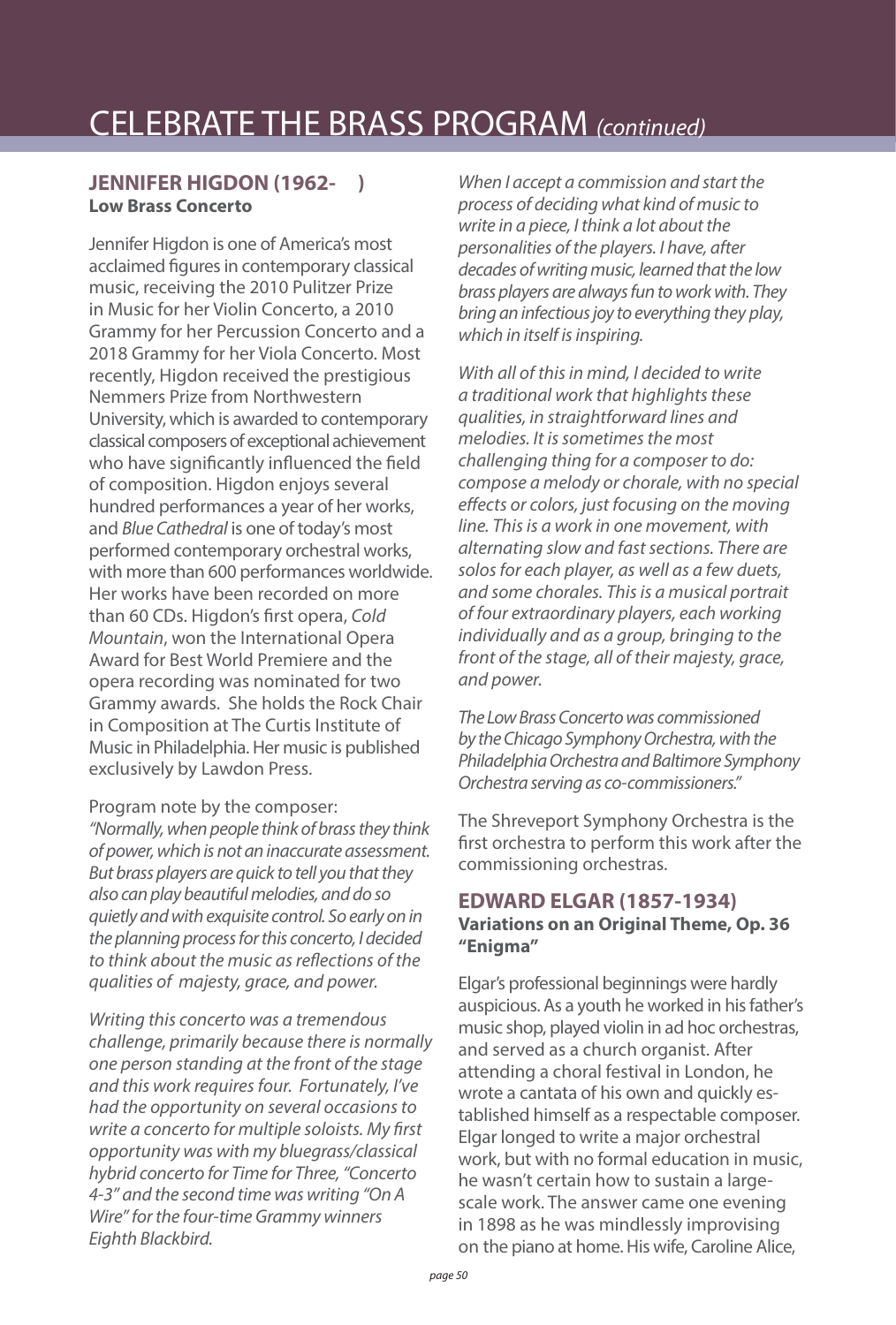# CELEBRATE THE BRASS PROGRAM *(continued)*

## JENNIFER HIGDON (1962- )
**Low Brass Concerto**

Jennifer Higdon is one of America's most acclaimed figures in contemporary classical music, receiving the 2010 Pulitzer Prize in Music for her Violin Concerto, a 2010 Grammy for her Percussion Concerto and a 2018 Grammy for her Viola Concerto. Most recently, Higdon received the prestigious Nemmers Prize from Northwestern University, which is awarded to contemporary classical composers of exceptional achievement who have significantly influenced the field of composition. Higdon enjoys several hundred performances a year of her works, and *Blue Cathedral* is one of today's most performed contemporary orchestral works, with more than 600 performances worldwide. Her works have been recorded on more than 60 CDs. Higdon's first opera, *Cold Mountain*, won the International Opera Award for Best World Premiere and the opera recording was nominated for two Grammy awards. She holds the Rock Chair in Composition at The Curtis Institute of Music in Philadelphia. Her music is published exclusively by Lawdon Press.

Program note by the composer:
*"Normally, when people think of brass they think of power, which is not an inaccurate assessment. But brass players are quick to tell you that they also can play beautiful melodies, and do so quietly and with exquisite control. So early on in the planning process for this concerto, I decided to think about the music as reflections of the qualities of majesty, grace, and power.*

*Writing this concerto was a tremendous challenge, primarily because there is normally one person standing at the front of the stage and this work requires four. Fortunately, I've had the opportunity on several occasions to write a concerto for multiple soloists. My first opportunity was with my bluegrass/classical hybrid concerto for Time for Three, "Concerto 4-3" and the second time was writing "On A Wire" for the four-time Grammy winners Eighth Blackbird.*

*When I accept a commission and start the process of deciding what kind of music to write in a piece, I think a lot about the personalities of the players. I have, after decades of writing music, learned that the low brass players are always fun to work with. They bring an infectious joy to everything they play, which in itself is inspiring.*

*With all of this in mind, I decided to write a traditional work that highlights these qualities, in straightforward lines and melodies. It is sometimes the most challenging thing for a composer to do: compose a melody or chorale, with no special effects or colors, just focusing on the moving line. This is a work in one movement, with alternating slow and fast sections. There are solos for each player, as well as a few duets, and some chorales. This is a musical portrait of four extraordinary players, each working individually and as a group, bringing to the front of the stage, all of their majesty, grace, and power.*

*The Low Brass Concerto was commissioned by the Chicago Symphony Orchestra, with the Philadelphia Orchestra and Baltimore Symphony Orchestra serving as co-commissioners."*

The Shreveport Symphony Orchestra is the first orchestra to perform this work after the commissioning orchestras.

## EDWARD ELGAR (1857-1934)
**Variations on an Original Theme, Op. 36 "Enigma"**

Elgar's professional beginnings were hardly auspicious. As a youth he worked in his father's music shop, played violin in ad hoc orchestras, and served as a church organist. After attending a choral festival in London, he wrote a cantata of his own and quickly established himself as a respectable composer. Elgar longed to write a major orchestral work, but with no formal education in music, he wasn't certain how to sustain a large-scale work. The answer came one evening in 1898 as he was mindlessly improvising on the piano at home. His wife, Caroline Alice,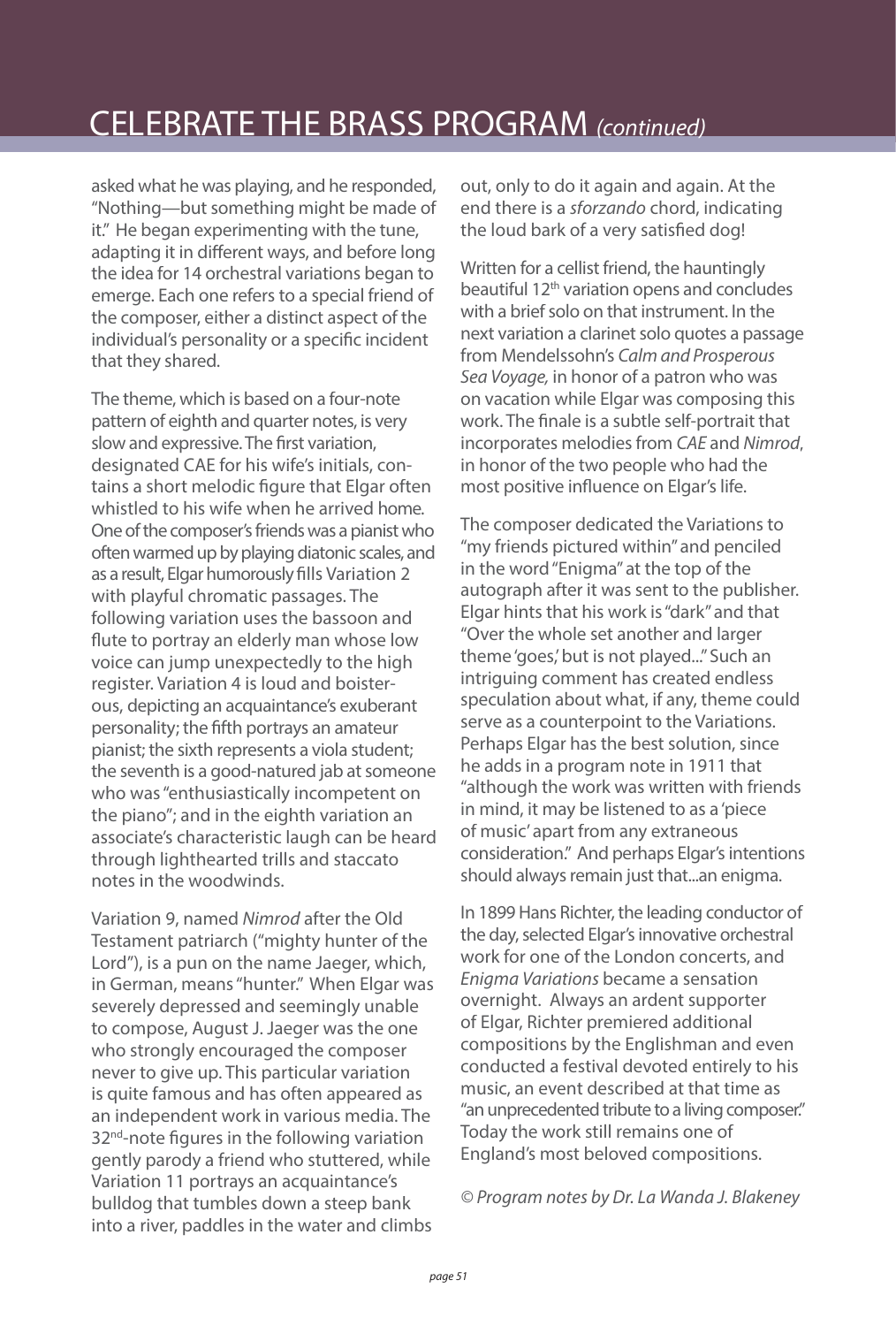# CELEBRATE THE BRASS PROGRAM *(continued)*

asked what he was playing, and he responded, "Nothing—but something might be made of it." He began experimenting with the tune, adapting it in different ways, and before long the idea for 14 orchestral variations began to emerge. Each one refers to a special friend of the composer, either a distinct aspect of the individual's personality or a specific incident that they shared.

The theme, which is based on a four-note pattern of eighth and quarter notes, is very slow and expressive. The first variation, designated CAE for his wife's initials, contains a short melodic figure that Elgar often whistled to his wife when he arrived home. One of the composer's friends was a pianist who often warmed up by playing diatonic scales, and as a result, Elgar humorously fills Variation 2 with playful chromatic passages. The following variation uses the bassoon and flute to portray an elderly man whose low voice can jump unexpectedly to the high register. Variation 4 is loud and boisterous, depicting an acquaintance's exuberant personality; the fifth portrays an amateur pianist; the sixth represents a viola student; the seventh is a good-natured jab at someone who was "enthusiastically incompetent on the piano"; and in the eighth variation an associate's characteristic laugh can be heard through lighthearted trills and staccato notes in the woodwinds.

Variation 9, named *Nimrod* after the Old Testament patriarch ("mighty hunter of the Lord"), is a pun on the name Jaeger, which, in German, means "hunter." When Elgar was severely depressed and seemingly unable to compose, August J. Jaeger was the one who strongly encouraged the composer never to give up. This particular variation is quite famous and has often appeared as an independent work in various media. The 32nd-note figures in the following variation gently parody a friend who stuttered, while Variation 11 portrays an acquaintance's bulldog that tumbles down a steep bank into a river, paddles in the water and climbs out, only to do it again and again. At the end there is a *sforzando* chord, indicating the loud bark of a very satisfied dog!

Written for a cellist friend, the hauntingly beautiful 12th variation opens and concludes with a brief solo on that instrument. In the next variation a clarinet solo quotes a passage from Mendelssohn's *Calm and Prosperous Sea Voyage,* in honor of a patron who was on vacation while Elgar was composing this work. The finale is a subtle self-portrait that incorporates melodies from *CAE* and *Nimrod*, in honor of the two people who had the most positive influence on Elgar's life.

The composer dedicated the Variations to "my friends pictured within" and penciled in the word "Enigma" at the top of the autograph after it was sent to the publisher. Elgar hints that his work is "dark" and that "Over the whole set another and larger theme 'goes,' but is not played..." Such an intriguing comment has created endless speculation about what, if any, theme could serve as a counterpoint to the Variations. Perhaps Elgar has the best solution, since he adds in a program note in 1911 that "although the work was written with friends in mind, it may be listened to as a 'piece of music' apart from any extraneous consideration." And perhaps Elgar's intentions should always remain just that...an enigma.

In 1899 Hans Richter, the leading conductor of the day, selected Elgar's innovative orchestral work for one of the London concerts, and *Enigma Variations* became a sensation overnight. Always an ardent supporter of Elgar, Richter premiered additional compositions by the Englishman and even conducted a festival devoted entirely to his music, an event described at that time as "an unprecedented tribute to a living composer." Today the work still remains one of England's most beloved compositions.

*© Program notes by Dr. La Wanda J. Blakeney*